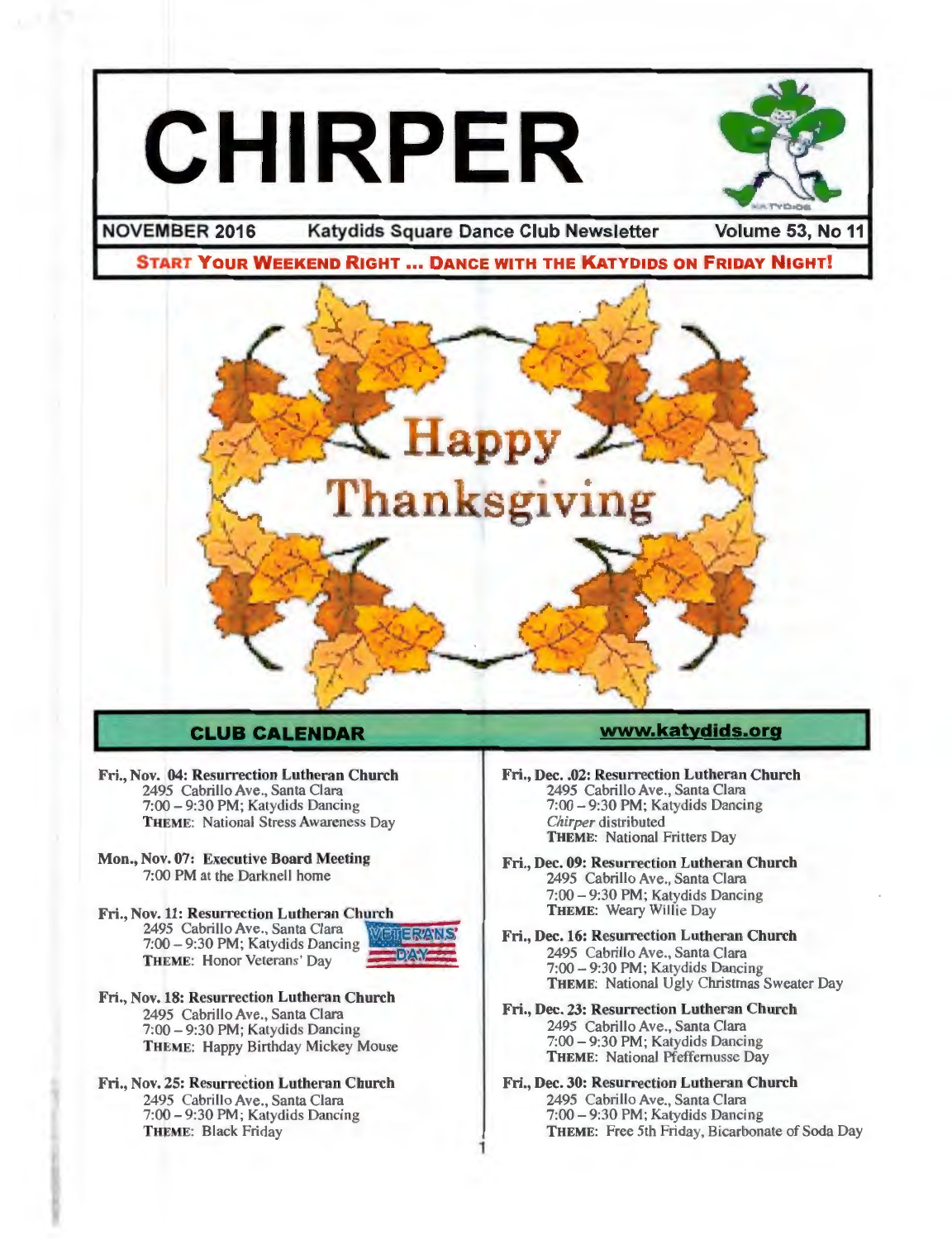# CHIRPER

**NOVEMBER 2016** — **Katydids Square Dance Club Newsletter** — **Volume 53, No 11**

**START YOUR WEEKEND RIGHT ... DANCE WITH THE KATYDIDS ON FRIDAY NIGHT!**

Happy Thanksgiving

## CLUB CALENDAR

**www.katydids.org**

**Fri., Nov. 04: Resurrection Lutheran Church**
2495 Cabrillo Ave., Santa Clara
7:00 – 9:30 PM; Katydids Dancing
**THEME**: National Stress Awareness Day

**Mon., Nov. 07: Executive Board Meeting**
7:00 PM at the Darknell home

**Fri., Nov. 11: Resurrection Lutheran Church**
2495 Cabrillo Ave., Santa Clara
7:00 – 9:30 PM; Katydids Dancing
**THEME**: Honor Veterans' Day

VETERANS DAY

**Fri., Nov. 18: Resurrection Lutheran Church**
2495 Cabrillo Ave., Santa Clara
7:00 – 9:30 PM; Katydids Dancing
**THEME**: Happy Birthday Mickey Mouse

**Fri., Nov. 25: Resurrection Lutheran Church**
2495 Cabrillo Ave., Santa Clara
7:00 – 9:30 PM; Katydids Dancing
**THEME**: Black Friday

**Fri., Dec. .02: Resurrection Lutheran Church**
2495 Cabrillo Ave., Santa Clara
7:00 – 9:30 PM; Katydids Dancing
*Chirper* distributed
**THEME**: National Fritters Day

**Fri., Dec. 09: Resurrection Lutheran Church**
2495 Cabrillo Ave., Santa Clara
7:00 – 9:30 PM; Katydids Dancing
**THEME**: Weary Willie Day

**Fri., Dec. 16: Resurrection Lutheran Church**
2495 Cabrillo Ave., Santa Clara
7:00 – 9:30 PM; Katydids Dancing
**THEME**: National Ugly Christmas Sweater Day

**Fri., Dec. 23: Resurrection Lutheran Church**
2495 Cabrillo Ave., Santa Clara
7:00 – 9:30 PM; Katydids Dancing
**THEME**: National Pfeffernusse Day

**Fri., Dec. 30: Resurrection Lutheran Church**
2495 Cabrillo Ave., Santa Clara
7:00 – 9:30 PM; Katydids Dancing
**THEME**: Free 5th Friday, Bicarbonate of Soda Day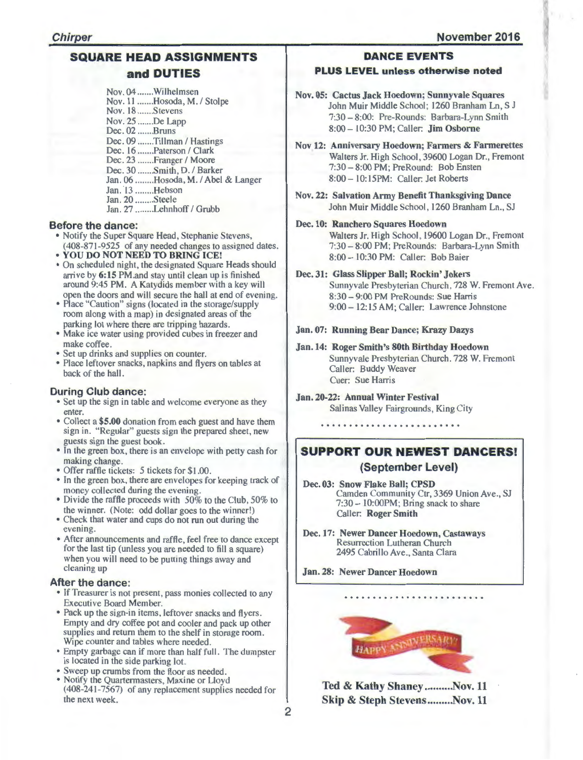## SQUARE HEAD ASSIGNMENTS and DUTIES

Nov. 04 .......Wilhelmsen
Nov. 11 .......Hosoda, M. / Stolpe
Nov. 18 .......Stevens
Nov. 25 .......De Lapp
Dec. 02 .......Bruns
Dec. 09 .......Tillman / Hastings
Dec. 16 .......Paterson / Clark
Dec. 23 .......Franger / Moore
Dec. 30 .......Smith, D. / Barker
Jan. 06 ........Hosoda, M. / Abel & Langer
Jan. 13 ........Hebson
Jan. 20 ........Steele
Jan. 27 ........Lehnhoff / Grubb

### Before the dance:

- Notify the Super Square Head, Stephanie Stevens, (408-871-9525 of any needed changes to assigned dates.
- **YOU DO NOT NEED TO BRING ICE!**
- On scheduled night, the designated Square Heads should arrive by **6:15** PM.and stay until clean up is finished around 9:45 PM. A Katydids member with a key will open the doors and will secure the hall at end of evening.
- Place "Caution" signs (located in the storage/supply room along with a map) in designated areas of the parking lot where there are tripping hazards.
- Make ice water using provided cubes in freezer and make coffee.
- Set up drinks and supplies on counter.
- Place leftover snacks, napkins and flyers on tables at back of the hall.

### During Club dance:

- Set up the sign in table and welcome everyone as they enter.
- Collect a **$5.00** donation from each guest and have them sign in. "Regular" guests sign the prepared sheet, new guests sign the guest book.
- In the green box, there is an envelope with petty cash for making change.
- Offer raffle tickets: 5 tickets for $1.00.
- In the green box, there are envelopes for keeping track of money collected during the evening.
- Divide the raffle proceeds with 50% to the Club, 50% to the winner. (Note: odd dollar goes to the winner!)
- Check that water and cups do not run out during the evening.
- After announcements and raffle, feel free to dance except for the last tip (unless you are needed to fill a square) when you will need to be putting things away and cleaning up

### After the dance:

- If Treasurer is not present, pass monies collected to any Executive Board Member.
- Pack up the sign-in items, leftover snacks and flyers. Empty and dry coffee pot and cooler and pack up other supplies and return them to the shelf in storage room. Wipe counter and tables where needed.
- Empty garbage can if more than half full. The dumpster is located in the side parking lot.
- Sweep up crumbs from the floor as needed.
- Notify the Quartermasters, Maxine or Lloyd (408-241-7567) of any replacement supplies needed for the next week.

## DANCE EVENTS

**PLUS LEVEL unless otherwise noted**

**Nov. 05: Cactus Jack Hoedown; Sunnyvale Squares**
John Muir Middle School; 1260 Branham Ln, S J
7:30 – 8:00: Pre-Rounds: Barbara-Lynn Smith
8:00 – 10:30 PM; Caller: **Jim Osborne**

**Nov 12: Anniversary Hoedown; Farmers & Farmerettes**
Walters Jr. High School, 39600 Logan Dr., Fremont
7:30 – 8:00 PM; PreRound: Bob Ensten
8:00 – 10:15PM: Caller: Jet Roberts

**Nov. 22: Salvation Army Benefit Thanksgiving Dance**
John Muir Middle School, 1260 Branham Ln., SJ

**Dec. 10: Ranchero Squares Hoedown**
Walters Jr. High School, 19600 Logan Dr., Fremont
7:30 – 8:00 PM; PreRounds: Barbara-Lynn Smith
8:00 – 10:30 PM: Caller: Bob Baier

**Dec. 31: Glass Slipper Ball; Rockin' Jokers**
Sunnyvale Presbyterian Church, 728 W. Fremont Ave.
8:30 – 9:00 PM PreRounds: Sue Harris
9:00 – 12:15 AM; Caller: Lawrence Johnstone

**Jan. 07: Running Bear Dance; Krazy Dazys**

**Jan. 14: Roger Smith's 80th Birthday Hoedown**
Sunnyvale Presbyterian Church. 728 W. Fremont
Caller: Buddy Weaver
Cuer: Sue Harris

**Jan. 20-22: Annual Winter Festival**
Salinas Valley Fairgrounds, King City

## SUPPORT OUR NEWEST DANCERS!

### (September Level)

**Dec. 03: Snow Flake Ball; CPSD**
Camden Community Ctr, 3369 Union Ave., SJ
7:30 – 10:00PM; Bring snack to share
Caller: **Roger Smith**

**Dec. 17: Newer Dancer Hoedown, Castaways**
Resurrection Lutheran Church
2495 Cabrillo Ave., Santa Clara

**Jan. 28: Newer Dancer Hoedown**

HAPPY ANNIVERSARY!

**Ted & Kathy Shaney..........Nov. 11**
**Skip & Steph Stevens.........Nov. 11**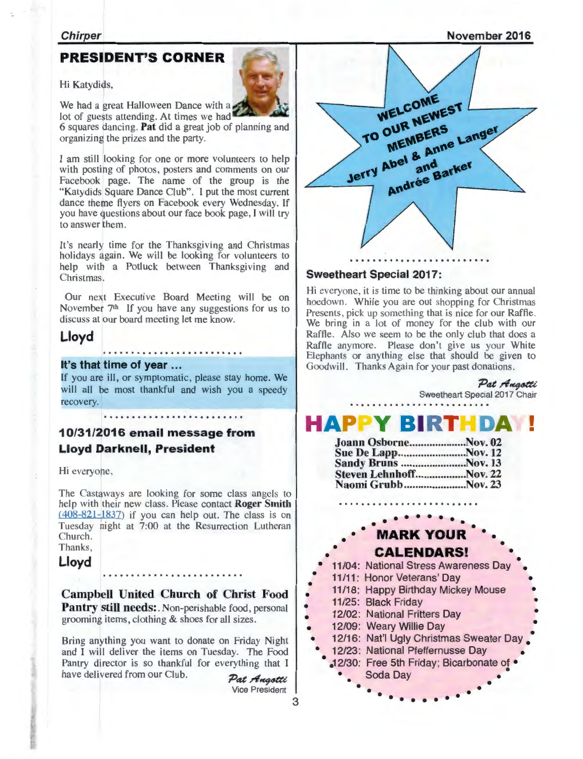## PRESIDENT'S CORNER

Hi Katydids,

We had a great Halloween Dance with a lot of guests attending. At times we had 6 squares dancing. **Pat** did a great job of planning and organizing the prizes and the party.

I am still looking for one or more volunteers to help with posting of photos, posters and comments on our Facebook page. The name of the group is the "Katydids Square Dance Club". I put the most current dance theme flyers on Facebook every Wednesday. If you have questions about our face book page, I will try to answer them.

It's nearly time for the Thanksgiving and Christmas holidays again. We will be looking for volunteers to help with a Potluck between Thanksgiving and Christmas.

Our next Executive Board Meeting will be on November 7th If you have any suggestions for us to discuss at our board meeting let me know.

**Lloyd**

### It's that time of year ...

If you are ill, or symptomatic, please stay home. We will all be most thankful and wish you a speedy recovery.

### 10/31/2016 email message from Lloyd Darknell, President

Hi everyone,

The Castaways are looking for some class angels to help with their new class. Please contact **Roger Smith** (408-821-1837) if you can help out. The class is on Tuesday night at 7:00 at the Resurrection Lutheran Church.

Thanks,

**Lloyd**

**Campbell United Church of Christ Food Pantry still needs:**. Non-perishable food, personal grooming items, clothing & shoes for all sizes.

Bring anything you want to donate on Friday Night and I will deliver the items on Tuesday. The Food Pantry director is so thankful for everything that I have delivered from our Club.

*Pat Angotti*
Vice President

**WELCOME TO OUR NEWEST MEMBERS**
**Jerry Abel & Anne Langer and Andrée Barker**

### Sweetheart Special 2017:

Hi everyone, it is time to be thinking about our annual hoedown. While you are out shopping for Christmas Presents, pick up something that is nice for our Raffle. We bring in a lot of money for the club with our Raffle. Also we seem to be the only club that does a Raffle anymore. Please don't give us your White Elephants or anything else that should be given to Goodwill. Thanks Again for your past donations.

*Pat Angotti*
Sweetheart Special 2017 Chair

## HAPPY BIRTHDAY!

- Joann Osborne....................Nov. 02
- Sue De Lapp........................Nov. 12
- Sandy Bruns .......................Nov. 13
- Steven Lehnhoff..................Nov. 22
- Naomi Grubb......................Nov. 23

### MARK YOUR CALENDARS!

- 11/04: National Stress Awareness Day
- 11/11: Honor Veterans' Day
- 11/18: Happy Birthday Mickey Mouse
- 11/25: Black Friday
- 12/02: National Fritters Day
- 12/09: Weary Willie Day
- 12/16: Nat'l Ugly Christmas Sweater Day
- 12/23: National Pfeffernusse Day
- 12/30: Free 5th Friday; Bicarbonate of Soda Day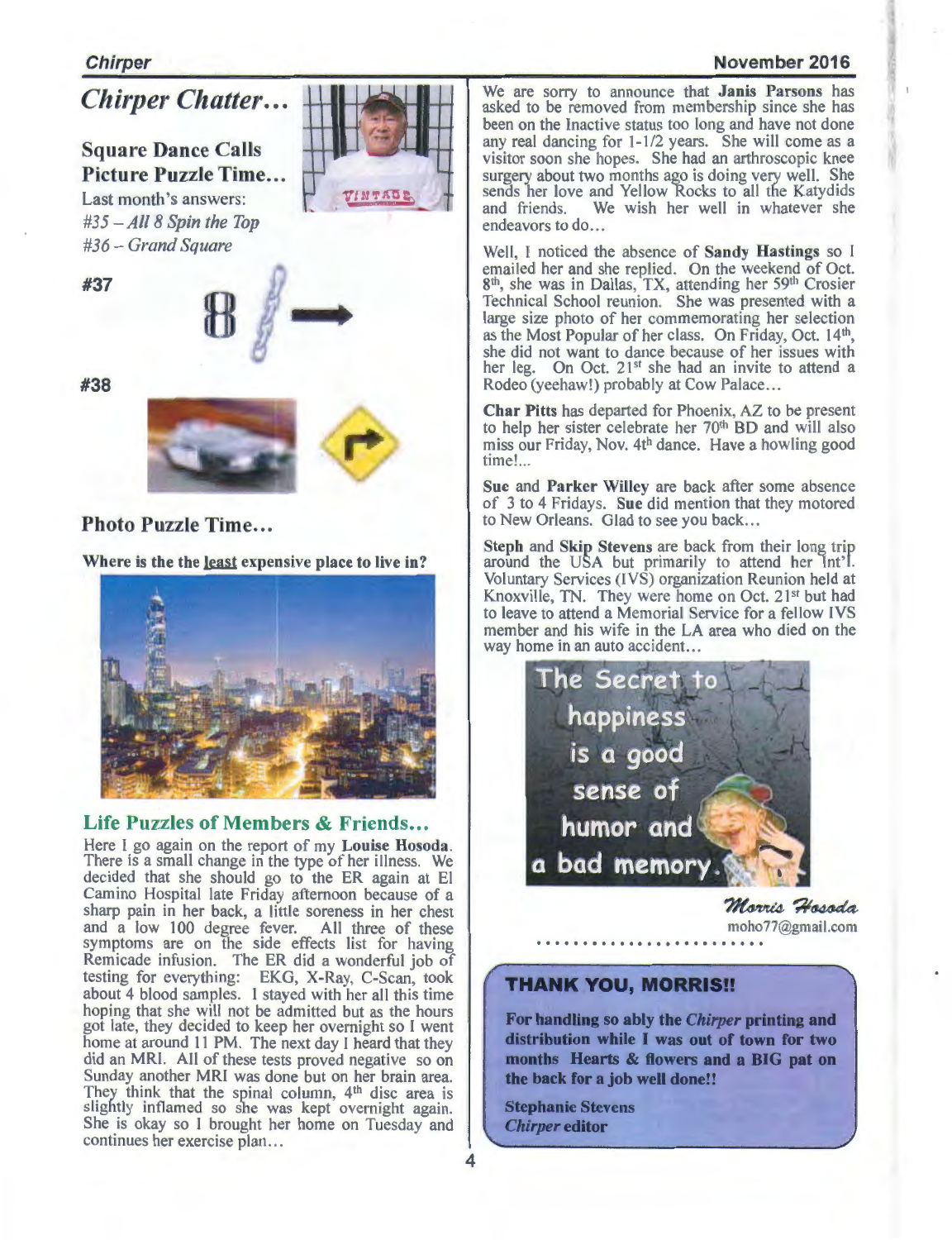# Chirper Chatter…

## Square Dance Calls Picture Puzzle Time…

Last month's answers:

*#35 – All 8 Spin the Top*

*#36 – Grand Square*

**#37**

**#38**

## Photo Puzzle Time…

**Where is the the least expensive place to live in?**

## Life Puzzles of Members & Friends…

Here I go again on the report of my **Louise Hosoda**. There is a small change in the type of her illness. We decided that she should go to the ER again at El Camino Hospital late Friday afternoon because of a sharp pain in her back, a little soreness in her chest and a low 100 degree fever. All three of these symptoms are on the side effects list for having Remicade infusion. The ER did a wonderful job of testing for everything: EKG, X-Ray, C-Scan, took about 4 blood samples. I stayed with her all this time hoping that she will not be admitted but as the hours got late, they decided to keep her overnight so I went home at around 11 PM. The next day I heard that they did an MRI. All of these tests proved negative so on Sunday another MRI was done but on her brain area. They think that the spinal column, 4th disc area is slightly inflamed so she was kept overnight again. She is okay so I brought her home on Tuesday and continues her exercise plan…

We are sorry to announce that **Janis Parsons** has asked to be removed from membership since she has been on the Inactive status too long and have not done any real dancing for 1-1/2 years. She will come as a visitor soon she hopes. She had an arthroscopic knee surgery about two months ago is doing very well. She sends her love and Yellow Rocks to all the Katydids and friends. We wish her well in whatever she endeavors to do…

Well, I noticed the absence of **Sandy Hastings** so I emailed her and she replied. On the weekend of Oct. 8th, she was in Dallas, TX, attending her 59th Crosier Technical School reunion. She was presented with a large size photo of her commemorating her selection as the Most Popular of her class. On Friday, Oct. 14th, she did not want to dance because of her issues with her leg. On Oct. 21st she had an invite to attend a Rodeo (yeehaw!) probably at Cow Palace…

**Char Pitts** has departed for Phoenix, AZ to be present to help her sister celebrate her 70th BD and will also miss our Friday, Nov. 4th dance. Have a howling good time!…

**Sue** and **Parker Willey** are back after some absence of 3 to 4 Fridays. **Sue** did mention that they motored to New Orleans. Glad to see you back…

**Steph** and **Skip Stevens** are back from their long trip around the USA but primarily to attend her Int'l. Voluntary Services (IVS) organization Reunion held at Knoxville, TN. They were home on Oct. 21st but had to leave to attend a Memorial Service for a fellow IVS member and his wife in the LA area who died on the way home in an auto accident…

The Secret to happiness is a good sense of humor and a bad memory.

*Morris Hosoda*
moho77@gmail.com

### THANK YOU, MORRIS!!

**For handling so ably the *Chirper* printing and distribution while I was out of town for two months Hearts & flowers and a BIG pat on the back for a job well done!!**

**Stephanie Stevens**
***Chirper* editor**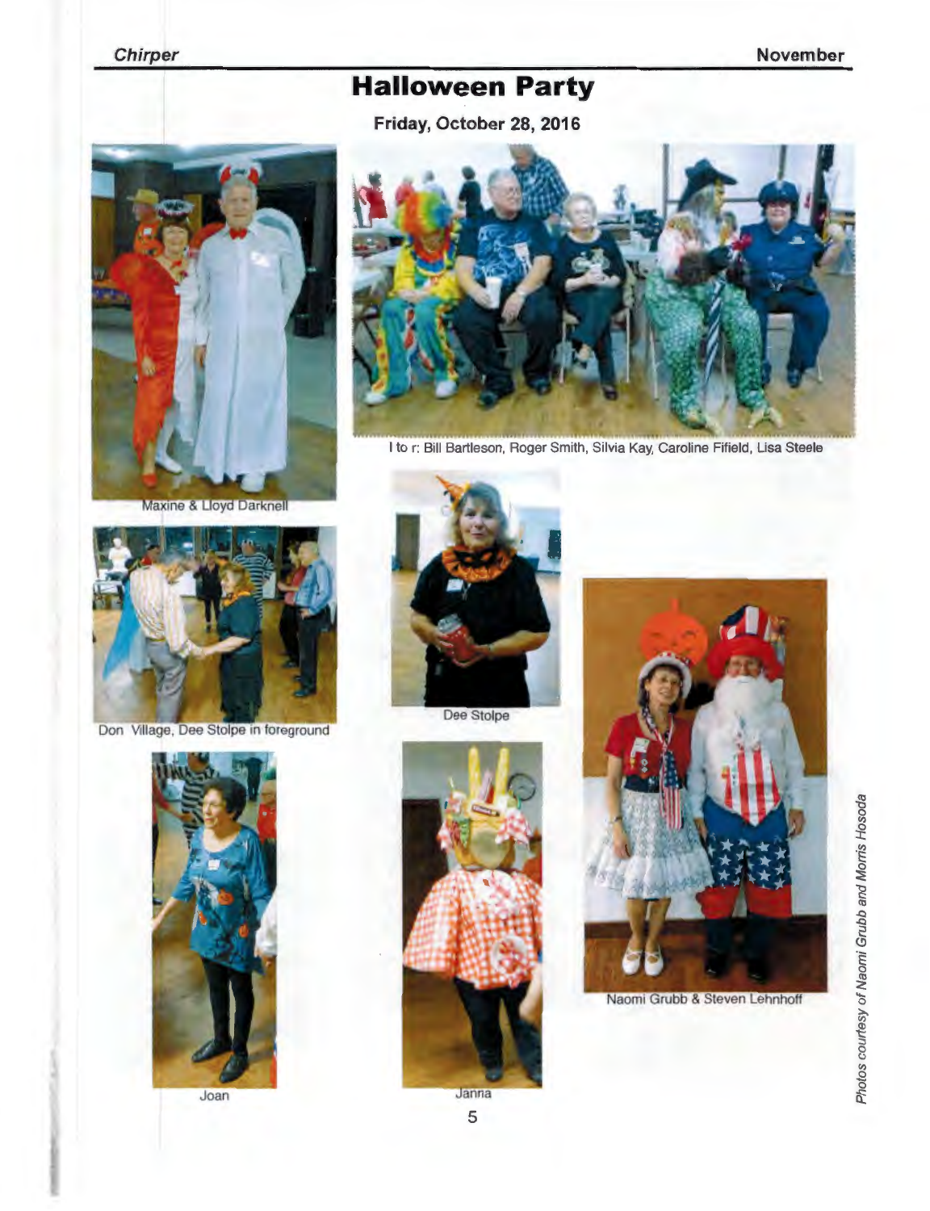# Halloween Party

**Friday, October 28, 2016**

Maxine & Lloyd Darknell

l to r: Bill Bartleson, Roger Smith, Silvia Kay, Caroline Fifield, Lisa Steele

Don Village, Dee Stolpe in foreground

Dee Stolpe

Naomi Grubb & Steven Lehnhoff

Joan

Janna

*Photos courtesy of Naomi Grubb and Morris Hosoda*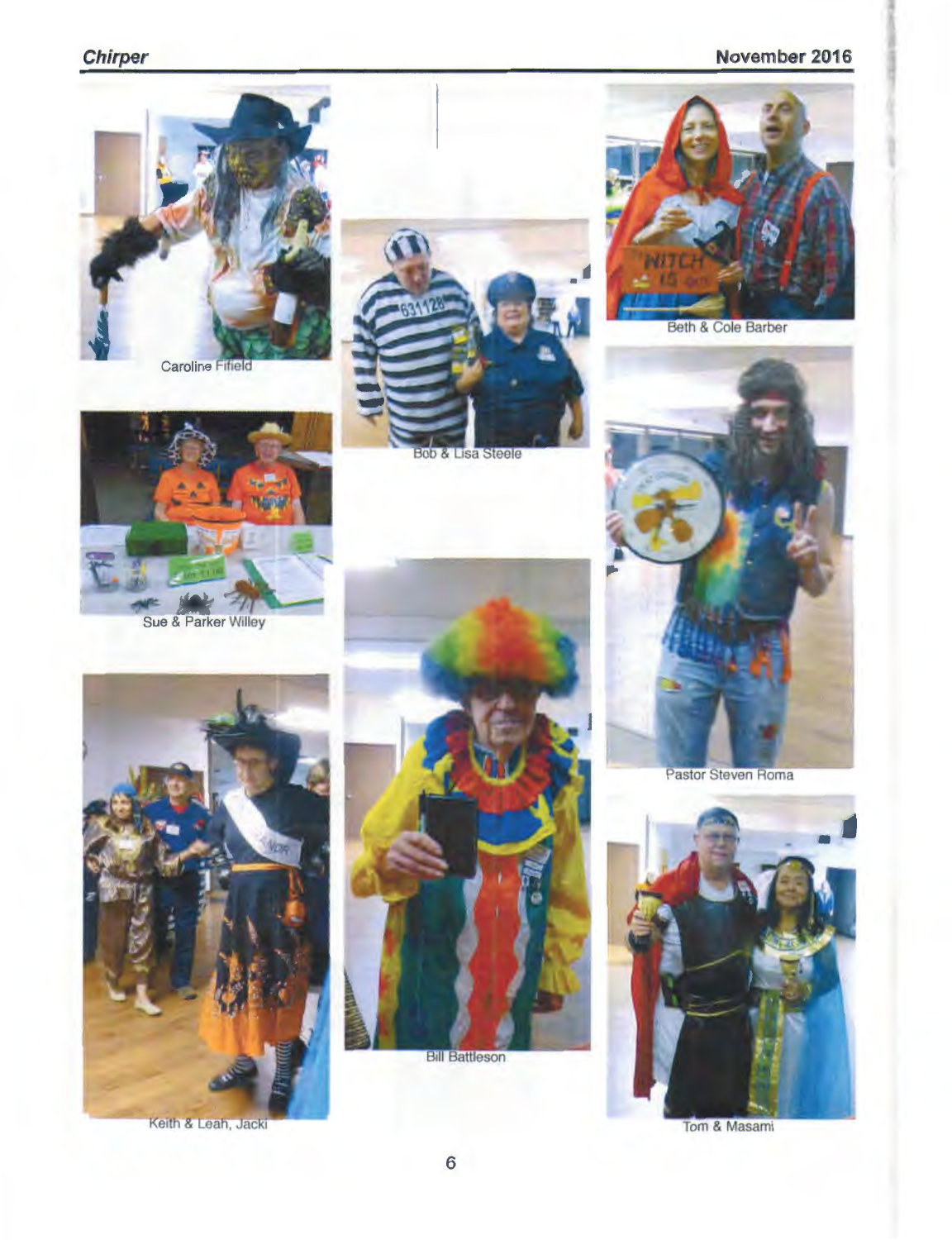Caroline Fifield

Bob & Lisa Steele

Beth & Cole Barber

Sue & Parker Willey

Pastor Steven Roma

Keith & Leah, Jacki

Bill Battleson

Tom & Masami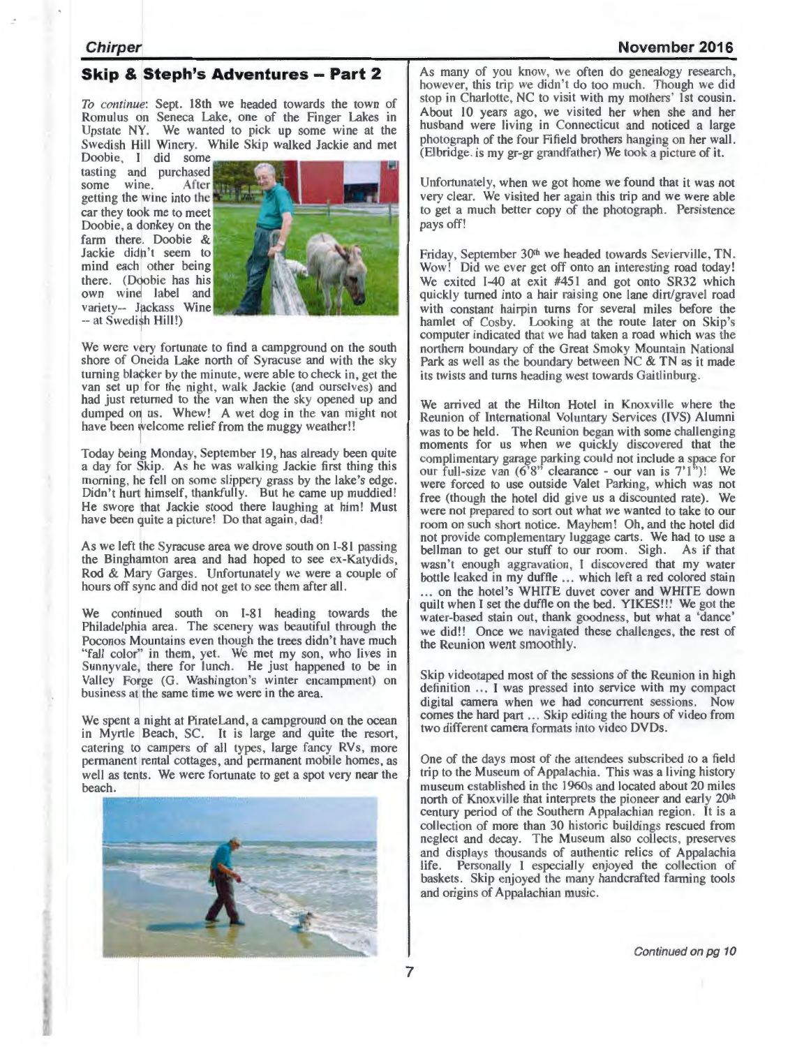## Skip & Steph's Adventures – Part 2

*To continue*: Sept. 18th we headed towards the town of Romulus on Seneca Lake, one of the Finger Lakes in Upstate NY. We wanted to pick up some wine at the Swedish Hill Winery. While Skip walked Jackie and met Doobie, I did some tasting and purchased some wine. After getting the wine into the car they took me to meet Doobie, a donkey on the farm there. Doobie & Jackie didn't seem to mind each other being there. (Doobie has his own wine label and variety-- Jackass Wine -- at Swedish Hill!)

We were very fortunate to find a campground on the south shore of Oneida Lake north of Syracuse and with the sky turning blacker by the minute, were able to check in, get the van set up for the night, walk Jackie (and ourselves) and had just returned to the van when the sky opened up and dumped on us. Whew! A wet dog in the van might not have been welcome relief from the muggy weather!!

Today being Monday, September 19, has already been quite a day for Skip. As he was walking Jackie first thing this morning, he fell on some slippery grass by the lake's edge. Didn't hurt himself, thankfully. But he came up muddied! He swore that Jackie stood there laughing at him! Must have been quite a picture! Do that again, dad!

As we left the Syracuse area we drove south on I-81 passing the Binghamton area and had hoped to see ex-Katydids, Rod & Mary Garges. Unfortunately we were a couple of hours off sync and did not get to see them after all.

We continued south on I-81 heading towards the Philadelphia area. The scenery was beautiful through the Poconos Mountains even though the trees didn't have much "fall color" in them, yet. We met my son, who lives in Sunnyvale, there for lunch. He just happened to be in Valley Forge (G. Washington's winter encampment) on business at the same time we were in the area.

We spent a night at PirateLand, a campground on the ocean in Myrtle Beach, SC. It is large and quite the resort, catering to campers of all types, large fancy RVs, more permanent rental cottages, and permanent mobile homes, as well as tents. We were fortunate to get a spot very near the beach.

As many of you know, we often do genealogy research, however, this trip we didn't do too much. Though we did stop in Charlotte, NC to visit with my mothers' 1st cousin. About 10 years ago, we visited her when she and her husband were living in Connecticut and noticed a large photograph of the four Fifield brothers hanging on her wall. (Elbridge is my gr-gr grandfather) We took a picture of it.

Unfortunately, when we got home we found that it was not very clear. We visited her again this trip and we were able to get a much better copy of the photograph. Persistence pays off!

Friday, September 30th we headed towards Sevierville, TN. Wow! Did we ever get off onto an interesting road today! We exited I-40 at exit #451 and got onto SR32 which quickly turned into a hair raising one lane dirt/gravel road with constant hairpin turns for several miles before the hamlet of Cosby. Looking at the route later on Skip's computer indicated that we had taken a road which was the northern boundary of the Great Smoky Mountain National Park as well as the boundary between NC & TN as it made its twists and turns heading west towards Gaitlinburg.

We arrived at the Hilton Hotel in Knoxville where the Reunion of International Voluntary Services (IVS) Alumni was to be held. The Reunion began with some challenging moments for us when we quickly discovered that the complimentary garage parking could not include a space for our full-size van (6'8" clearance - our van is 7'1")! We were forced to use outside Valet Parking, which was not free (though the hotel did give us a discounted rate). We were not prepared to sort out what we wanted to take to our room on such short notice. Mayhem! Oh, and the hotel did not provide complementary luggage carts. We had to use a bellman to get our stuff to our room. Sigh. As if that wasn't enough aggravation, I discovered that my water bottle leaked in my duffle ... which left a red colored stain ... on the hotel's WHITE duvet cover and WHITE down quilt when I set the duffle on the bed. YIKES!!! We got the water-based stain out, thank goodness, but what a 'dance' we did!! Once we navigated these challenges, the rest of the Reunion went smoothly.

Skip videotaped most of the sessions of the Reunion in high definition ... I was pressed into service with my compact digital camera when we had concurrent sessions. Now comes the hard part ... Skip editing the hours of video from two different camera formats into video DVDs.

One of the days most of the attendees subscribed to a field trip to the Museum of Appalachia. This was a living history museum established in the 1960s and located about 20 miles north of Knoxville that interprets the pioneer and early 20th century period of the Southern Appalachian region. It is a collection of more than 30 historic buildings rescued from neglect and decay. The Museum also collects, preserves and displays thousands of authentic relics of Appalachia life. Personally I especially enjoyed the collection of baskets. Skip enjoyed the many handcrafted farming tools and origins of Appalachian music.

*Continued on pg 10*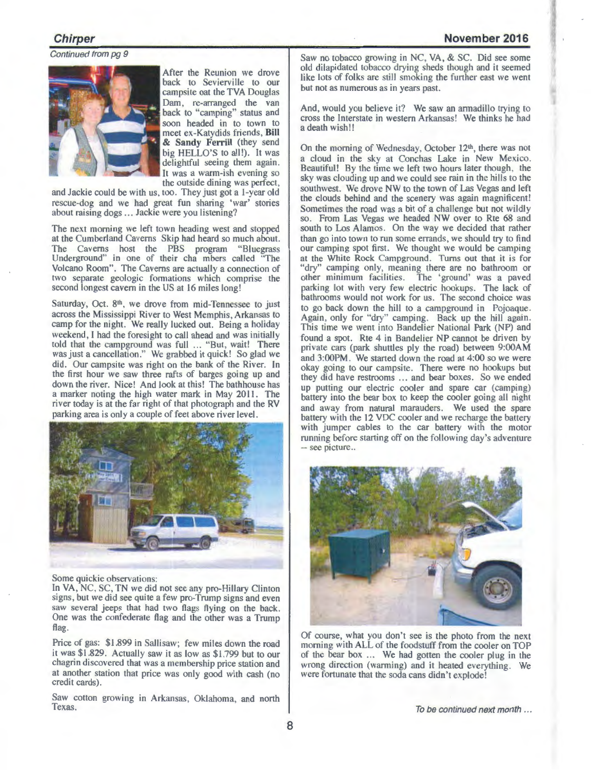*Continued from pg 9*

After the Reunion we drove back to Sevierville to our campsite oat the TVA Douglas Dam, re-arranged the van back to "camping" status and soon headed in to town to meet ex-Katydids friends, **Bill & Sandy Ferrill** (they send big HELLO'S to all!). It was delightful seeing them again. It was a warm-ish evening so the outside dining was perfect, and Jackie could be with us, too. They just got a 1-year old rescue-dog and we had great fun sharing 'war' stories about raising dogs ... Jackie were you listening?

The next morning we left town heading west and stopped at the Cumberland Caverns Skip had heard so much about. The Caverns host the PBS program "Bluegrass Underground" in one of their cha mbers called "The Volcano Room". The Caverns are actually a connection of two separate geologic formations which comprise the second longest cavern in the US at 16 miles long!

Saturday, Oct. 8th, we drove from mid-Tennessee to just across the Mississippi River to West Memphis, Arkansas to camp for the night. We really lucked out. Being a holiday weekend, I had the foresight to call ahead and was initially told that the campground was full ... "But, wait! There was just a cancellation." We grabbed it quick! So glad we did. Our campsite was right on the bank of the River. In the first hour we saw three rafts of barges going up and down the river. Nice! And look at this! The bathhouse has a marker noting the high water mark in May 2011. The river today is at the far right of that photograph and the RV parking area is only a couple of feet above river level.

Some quickie observations:
In VA, NC, SC, TN we did not see any pro-Hillary Clinton signs, but we did see quite a few pro-Trump signs and even saw several jeeps that had two flags flying on the back. One was the confederate flag and the other was a Trump flag.

Price of gas: $1.899 in Sallisaw; few miles down the road it was $1.829. Actually saw it as low as $1.799 but to our chagrin discovered that was a membership price station and at another station that price was only good with cash (no credit cards).

Saw cotton growing in Arkansas, Oklahoma, and north Texas.

Saw no tobacco growing in NC, VA, & SC. Did see some old dilapidated tobacco drying sheds though and it seemed like lots of folks are still smoking the further east we went but not as numerous as in years past.

And, would you believe it? We saw an armadillo trying to cross the Interstate in western Arkansas! We thinks he had a death wish!!

On the morning of Wednesday, October 12th, there was not a cloud in the sky at Conchas Lake in New Mexico. Beautiful! By the time we left two hours later though, the sky was clouding up and we could see rain in the hills to the southwest. We drove NW to the town of Las Vegas and left the clouds behind and the scenery was again magnificent! Sometimes the road was a bit of a challenge but not wildly so. From Las Vegas we headed NW over to Rte 68 and south to Los Alamos. On the way we decided that rather than go into town to run some errands, we should try to find our camping spot first. We thought we would be camping at the White Rock Campground. Turns out that it is for "dry" camping only, meaning there are no bathroom or other minimum facilities. The 'ground' was a paved parking lot with very few electric hookups. The lack of bathrooms would not work for us. The second choice was to go back down the hill to a campground in Pojoaque. Again, only for "dry" camping. Back up the hill again. This time we went into Bandelier National Park (NP) and found a spot. Rte 4 in Bandelier NP cannot be driven by private cars (park shuttles ply the road) between 9:00AM and 3:00PM. We started down the road at 4:00 so we were okay going to our campsite. There were no hookups but they did have restrooms ... and bear boxes. So we ended up putting our electric cooler and spare car (camping) battery into the bear box to keep the cooler going all night and away from natural marauders. We used the spare battery with the 12 VDC cooler and we recharge the battery with jumper cables to the car battery with the motor running before starting off on the following day's adventure -- see picture..

Of course, what you don't see is the photo from the next morning with ALL of the foodstuff from the cooler on TOP of the bear box ... We had gotten the cooler plug in the wrong direction (warming) and it heated everything. We were fortunate that the soda cans didn't explode!

*To be continued next month ...*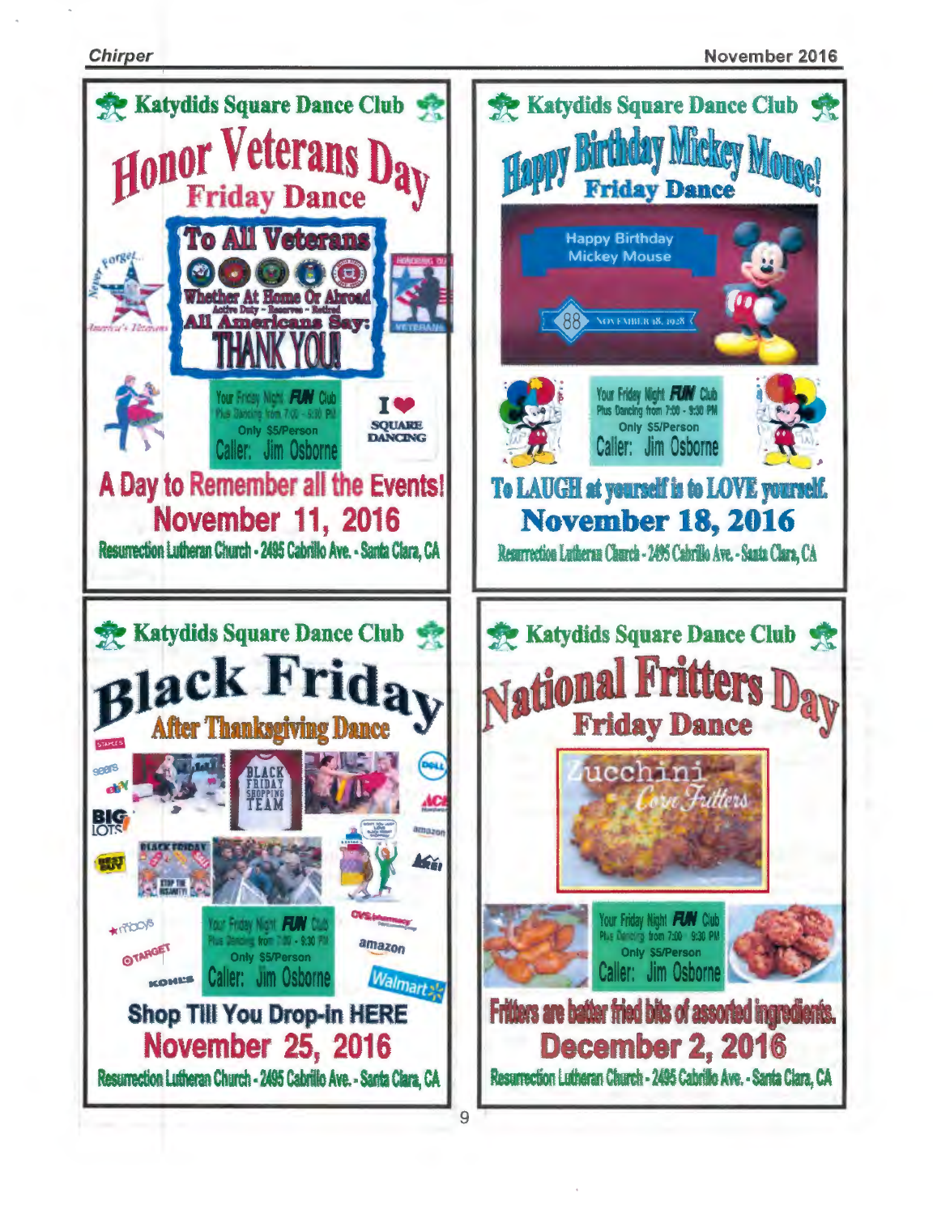## Katydids Square Dance Club

# Honor Veterans Day

### Friday Dance

**To All Veterans**

Whether At Home Or Abroad

Active Duty - Reserves - Retired

All Americans Say:

THANK YOU!

Never Forget... America's Veterans

HONORING OUR VETERANS

Your Friday Night **FUN** Club

Plus Dancing from 7:00 - 9:30 PM

Only $5/Person

Caller: Jim Osborne

I ❤ SQUARE DANCING

**A Day to Remember all the Events!**

**November 11, 2016**

Resurrection Lutheran Church - 2495 Cabrillo Ave. - Santa Clara, CA

---

## Katydids Square Dance Club

# Happy Birthday Mickey Mouse!

### Friday Dance

Happy Birthday Mickey Mouse

88 NOVEMBER 18, 1928

Your Friday Night **FUN** Club

Plus Dancing from 7:00 - 9:30 PM

Only $5/Person

Caller: Jim Osborne

**To LAUGH at yourself is to LOVE yourself.**

**November 18, 2016**

Resurrection Lutheran Church - 2495 Cabrillo Ave. - Santa Clara, CA

---

## Katydids Square Dance Club

# Black Friday

### After Thanksgiving Dance

BLACK FRIDAY SHOPPING TEAM

Your Friday Night **FUN** Club

Plus Dancing from 7:00 - 9:30 PM

Only $5/Person

Caller: Jim Osborne

**Shop Till You Drop-In HERE**

**November 25, 2016**

Resurrection Lutheran Church - 2495 Cabrillo Ave. - Santa Clara, CA

---

## Katydids Square Dance Club

# National Fritters Day

### Friday Dance

Zucchini Corn Fritters

Your Friday Night **FUN** Club

Plus Dancing from 7:00 - 9:30 PM

Only $5/Person

Caller: Jim Osborne

**Fritters are batter fried bits of assorted ingredients.**

**December 2, 2016**

Resurrection Lutheran Church - 2495 Cabrillo Ave. - Santa Clara, CA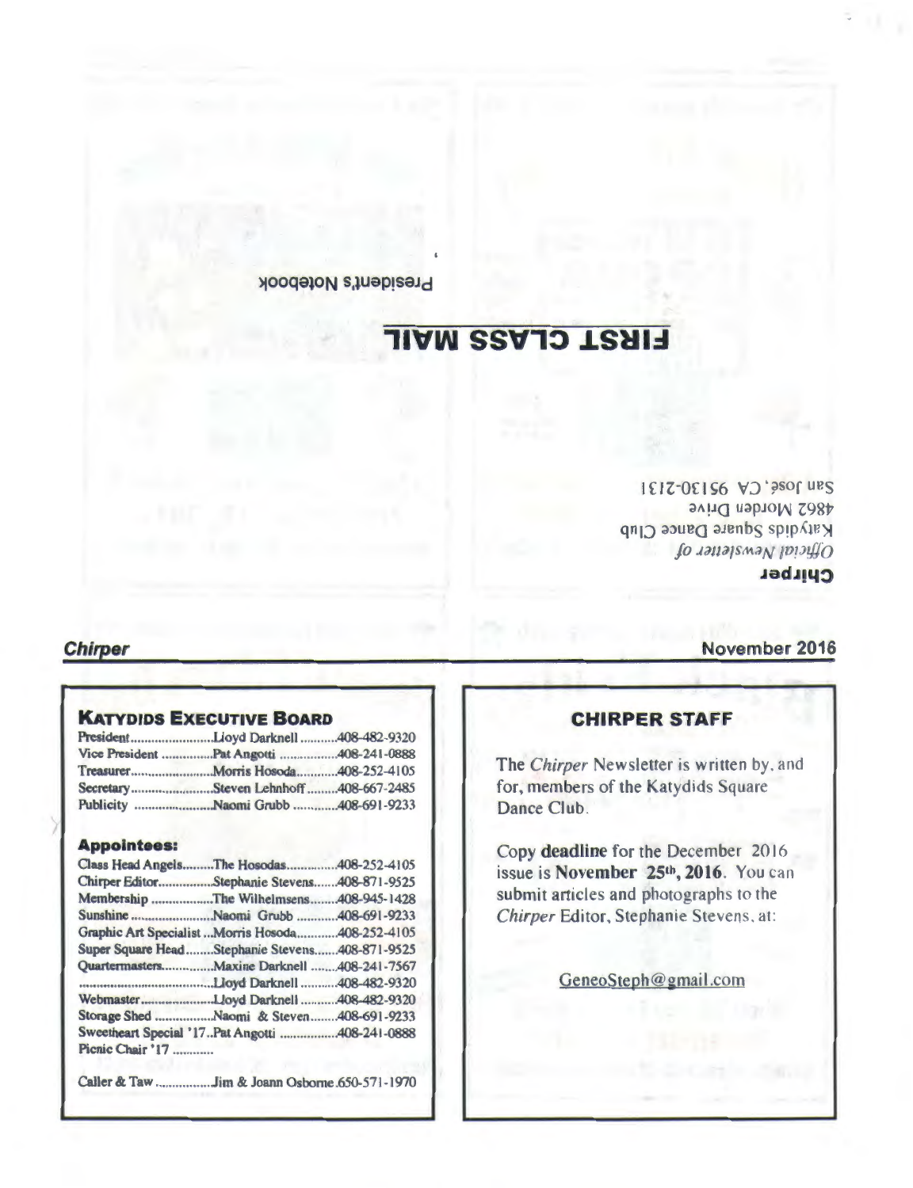**Chirper**

*Official Newsletter of*

Katydids Square Dance Club

4862 Morden Drive

San José, CA 95130-2131

# FIRST CLASS MAIL

President's Notebook

**Chirper** | **November 2016**

## KATYDIDS EXECUTIVE BOARD

| | | |
|---|---|---|
| President | Lloyd Darknell | 408-482-9320 |
| Vice President | Pat Angotti | 408-241-0888 |
| Treasurer | Morris Hosoda | 408-252-4105 |
| Secretary | Steven Lehnhoff | 408-667-2485 |
| Publicity | Naomi Grubb | 408-691-9233 |

### Appointees:

| | | |
|---|---|---|
| Class Head Angels | The Hosodas | 408-252-4105 |
| Chirper Editor | Stephanie Stevens | 408-871-9525 |
| Membership | The Wilhelmsens | 408-945-1428 |
| Sunshine | Naomi Grubb | 408-691-9233 |
| Graphic Art Specialist | Morris Hosoda | 408-252-4105 |
| Super Square Head | Stephanie Stevens | 408-871-9525 |
| Quartermasters | Maxine Darknell | 408-241-7567 |
| | Lloyd Darknell | 408-482-9320 |
| Webmaster | Lloyd Darknell | 408-482-9320 |
| Storage Shed | Naomi & Steven | 408-691-9233 |
| Sweetheart Special '17 | Pat Angotti | 408-241-0888 |
| Picnic Chair '17 | | |
| Caller & Taw | Jim & Joann Osborne | 650-571-1970 |

## CHIRPER STAFF

The *Chirper* Newsletter is written by, and for, members of the Katydids Square Dance Club.

Copy **deadline** for the December 2016 issue is **November 25th, 2016**. You can submit articles and photographs to the *Chirper* Editor, Stephanie Stevens, at:

GeneoSteph@gmail.com